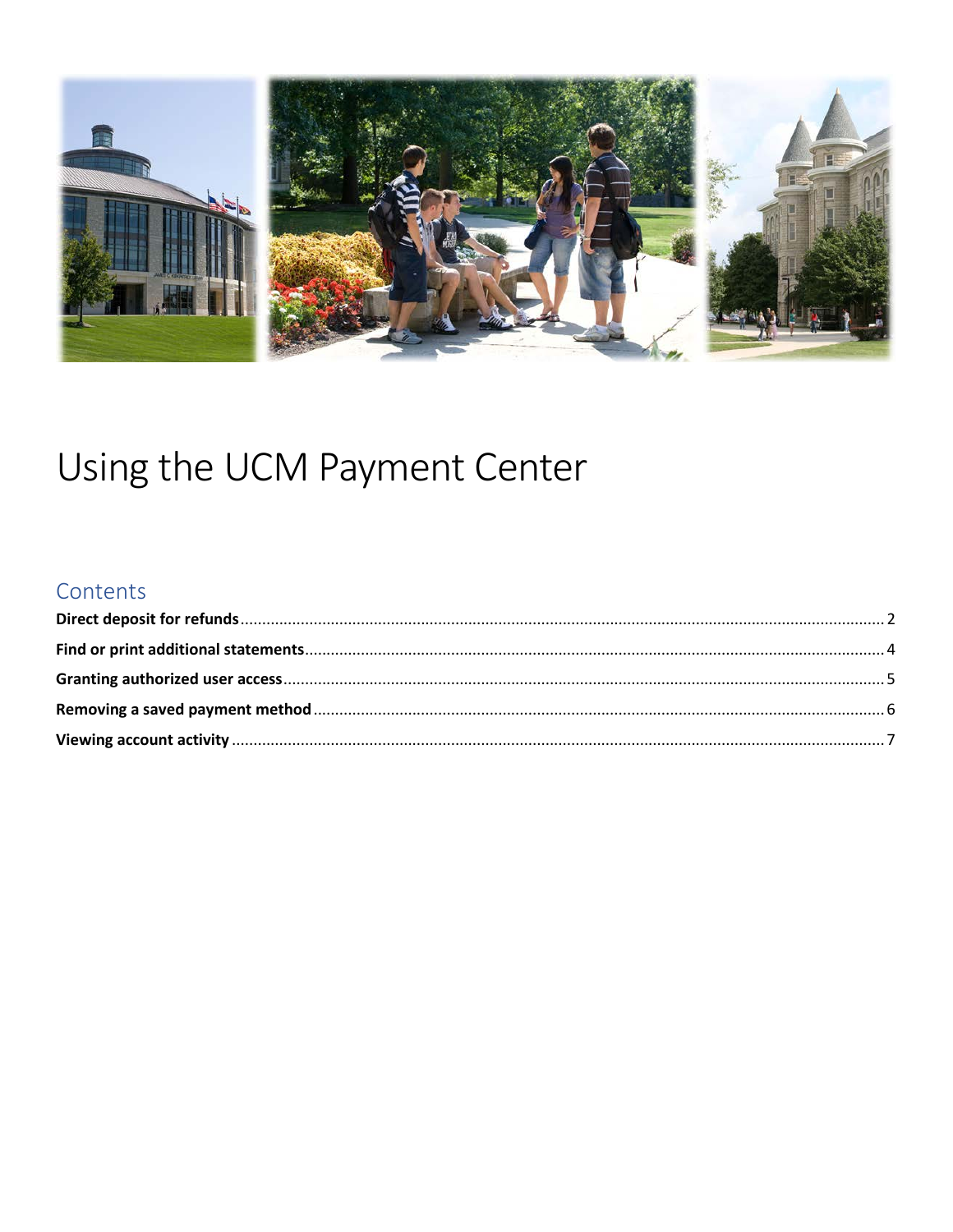# Using the UCM Payment Center

## Contents

**Direct deposit for refunds** .......... 2
**Find or print additional statements** .......... 4
**Granting authorized user access** .......... 5
**Removing a saved payment method** .......... 6
**Viewing account activity** .......... 7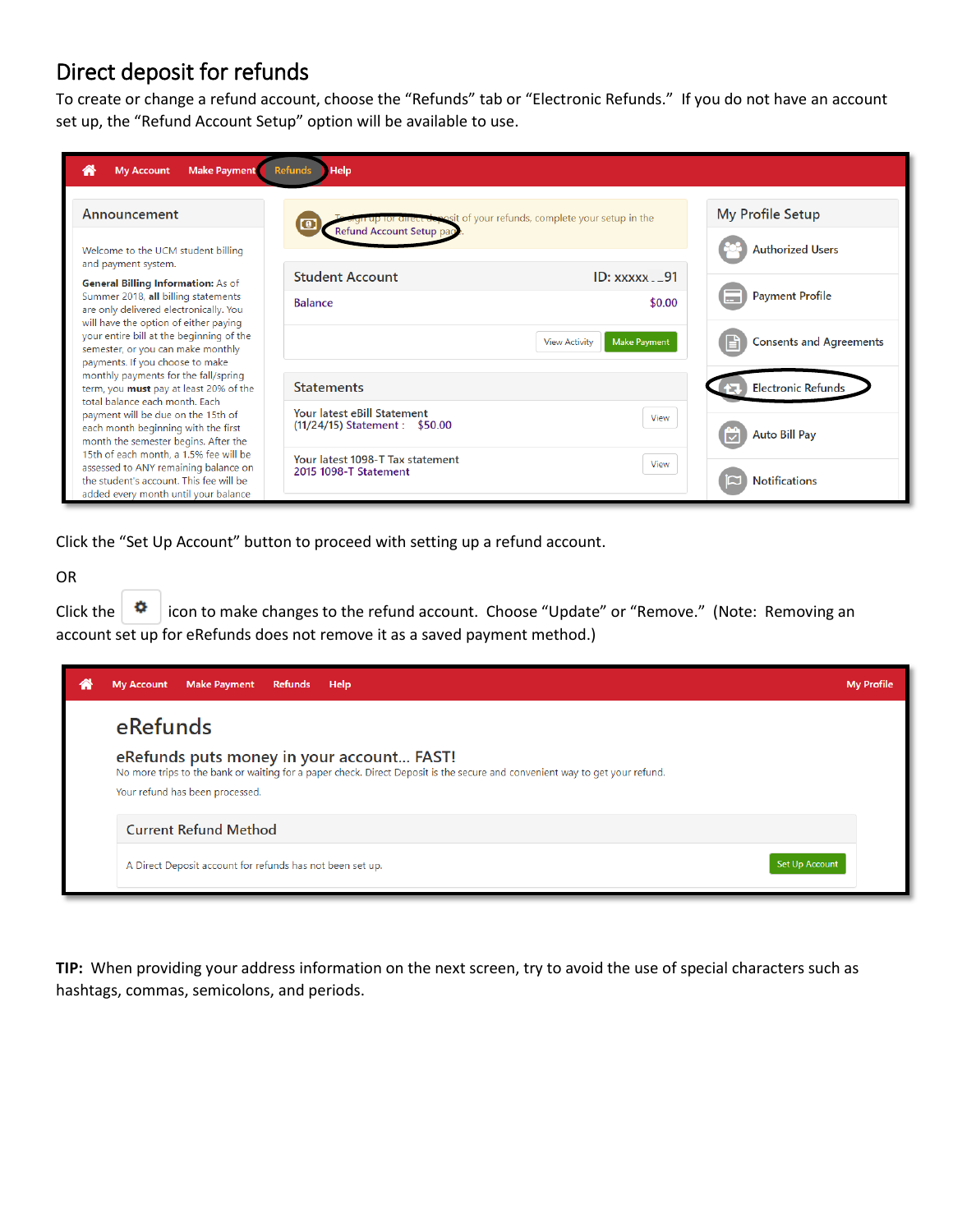## Direct deposit for refunds

To create or change a refund account, choose the "Refunds" tab or "Electronic Refunds." If you do not have an account set up, the "Refund Account Setup" option will be available to use.

Click the "Set Up Account" button to proceed with setting up a refund account.

OR

Click the ⚙ icon to make changes to the refund account. Choose "Update" or "Remove." (Note: Removing an account set up for eRefunds does not remove it as a saved payment method.)

**TIP:** When providing your address information on the next screen, try to avoid the use of special characters such as hashtags, commas, semicolons, and periods.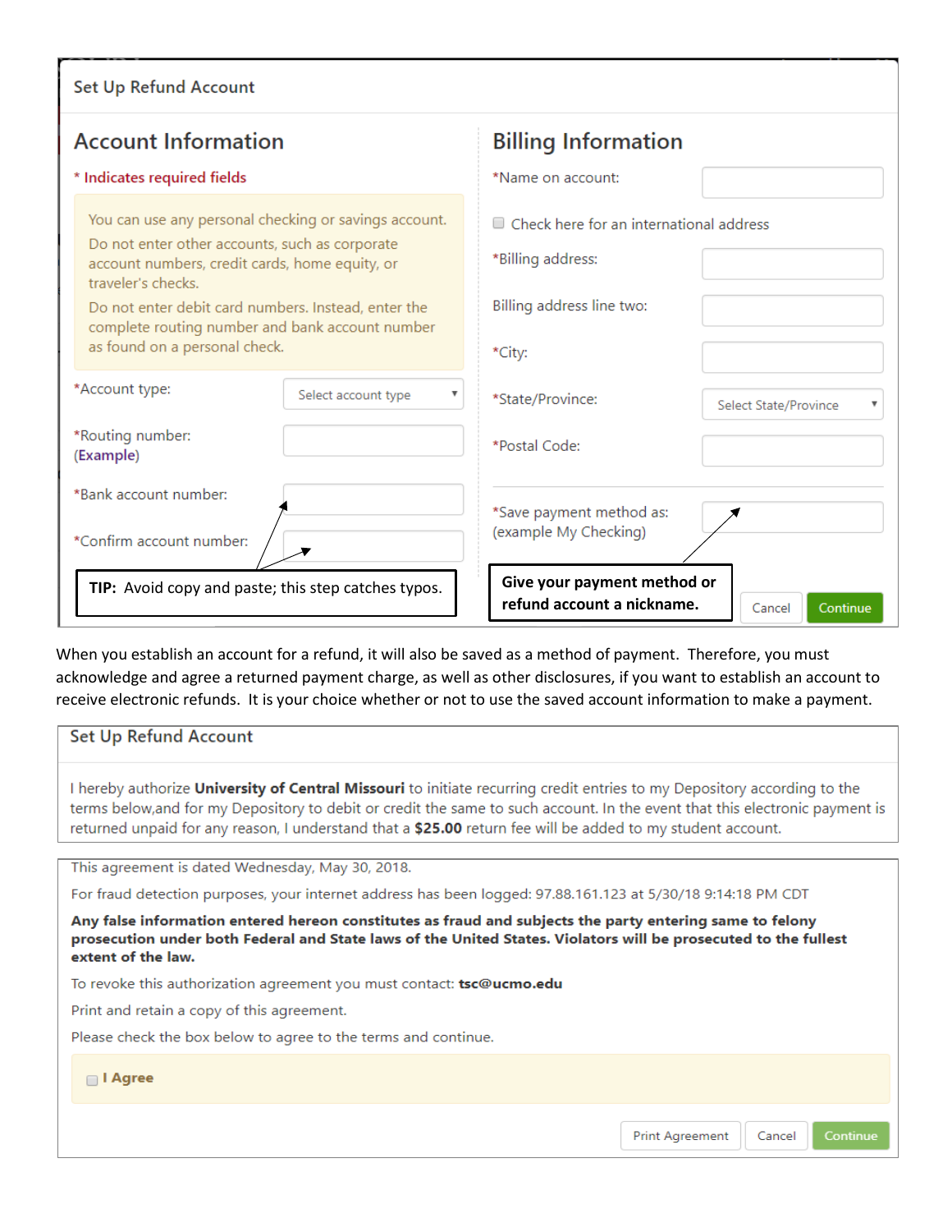## Set Up Refund Account

### Account Information

\* Indicates required fields

You can use any personal checking or savings account.

Do not enter other accounts, such as corporate account numbers, credit cards, home equity, or traveler's checks.

Do not enter debit card numbers. Instead, enter the complete routing number and bank account number as found on a personal check.

\*Account type: Select account type

\*Routing number: (Example)

\*Bank account number:

\*Confirm account number:

**TIP:** Avoid copy and paste; this step catches typos.

### Billing Information

\*Name on account:

Check here for an international address

\*Billing address:

Billing address line two:

\*City:

\*State/Province: Select State/Province

\*Postal Code:

\*Save payment method as: (example My Checking)

**Give your payment method or refund account a nickname.**

Cancel | Continue

When you establish an account for a refund, it will also be saved as a method of payment. Therefore, you must acknowledge and agree a returned payment charge, as well as other disclosures, if you want to establish an account to receive electronic refunds. It is your choice whether or not to use the saved account information to make a payment.

## Set Up Refund Account

I hereby authorize **University of Central Missouri** to initiate recurring credit entries to my Depository according to the terms below,and for my Depository to debit or credit the same to such account. In the event that this electronic payment is returned unpaid for any reason, I understand that a **$25.00** return fee will be added to my student account.

This agreement is dated Wednesday, May 30, 2018.

For fraud detection purposes, your internet address has been logged: 97.88.161.123 at 5/30/18 9:14:18 PM CDT

**Any false information entered hereon constitutes as fraud and subjects the party entering same to felony prosecution under both Federal and State laws of the United States. Violators will be prosecuted to the fullest extent of the law.**

To revoke this authorization agreement you must contact: **tsc@ucmo.edu**

Print and retain a copy of this agreement.

Please check the box below to agree to the terms and continue.

**I Agree**

Print Agreement | Cancel | Continue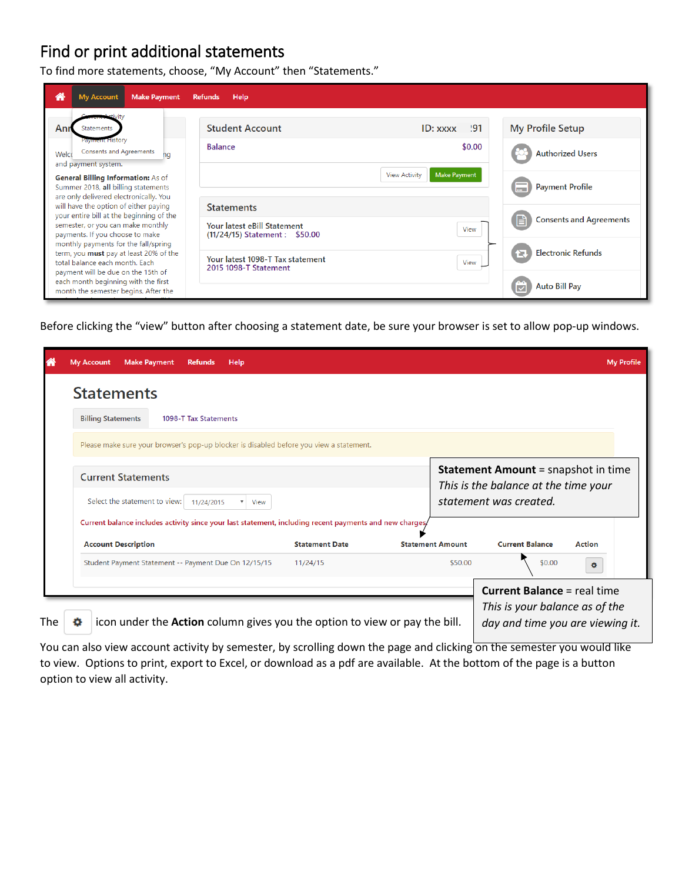# Find or print additional statements

To find more statements, choose, "My Account" then "Statements."

Before clicking the "view" button after choosing a statement date, be sure your browser is set to allow pop-up windows.

**Statement Amount** = snapshot in time
*This is the balance at the time your statement was created.*

**Current Balance** = real time
*This is your balance as of the day and time you are viewing it.*

The ⚙ icon under the **Action** column gives you the option to view or pay the bill.

You can also view account activity by semester, by scrolling down the page and clicking on the semester you would like to view. Options to print, export to Excel, or download as a pdf are available. At the bottom of the page is a button option to view all activity.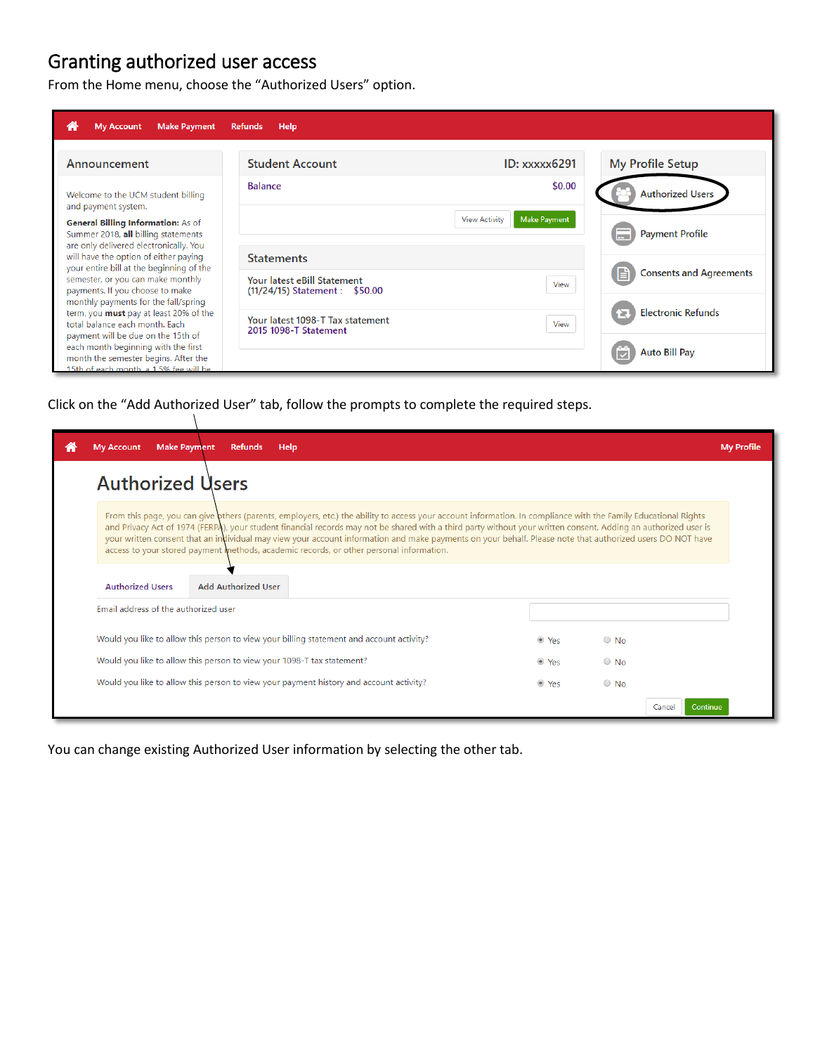## Granting authorized user access

From the Home menu, choose the “Authorized Users” option.

Click on the “Add Authorized User” tab, follow the prompts to complete the required steps.

You can change existing Authorized User information by selecting the other tab.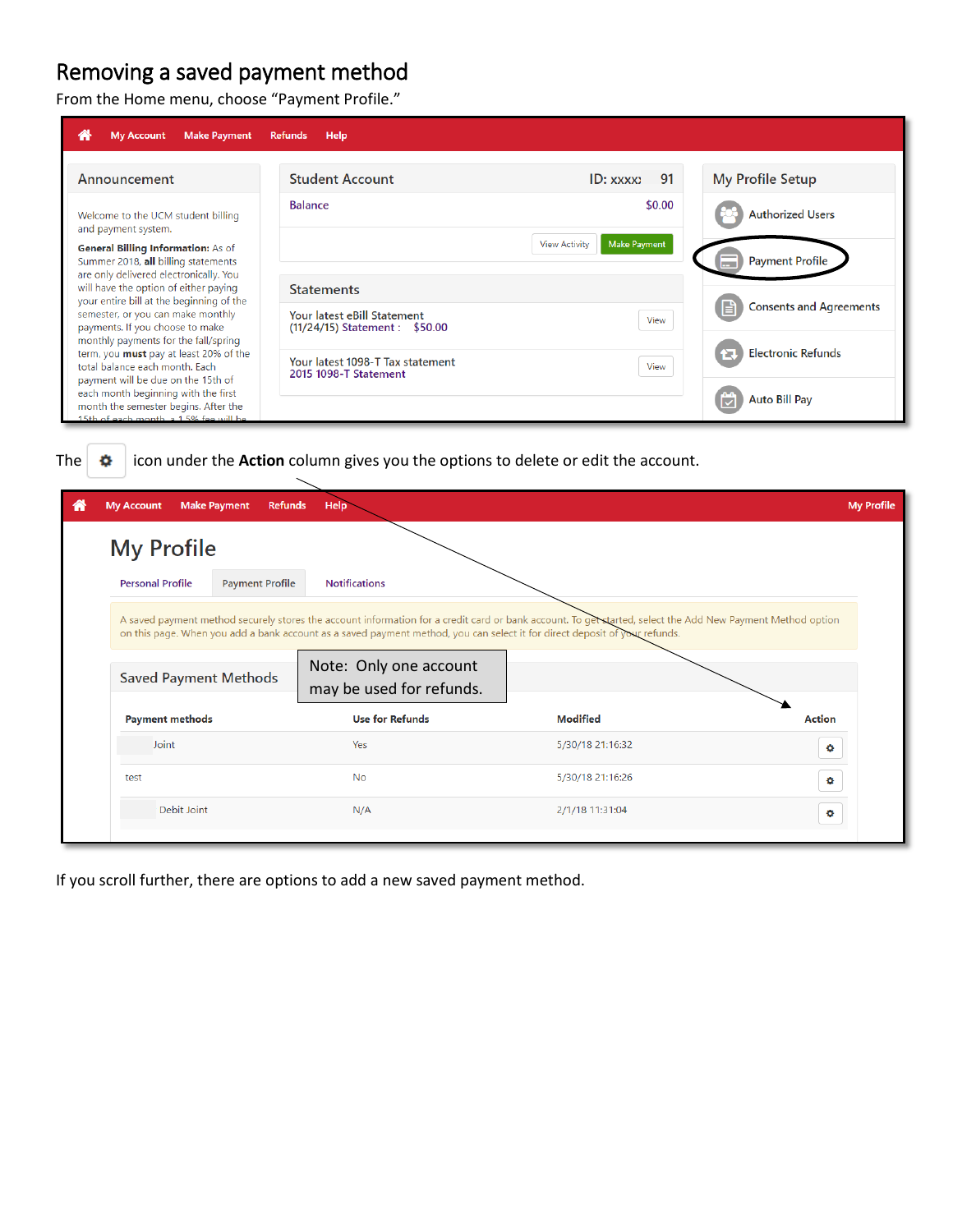# Removing a saved payment method

From the Home menu, choose "Payment Profile."

The ⚙ icon under the **Action** column gives you the options to delete or edit the account.

If you scroll further, there are options to add a new saved payment method.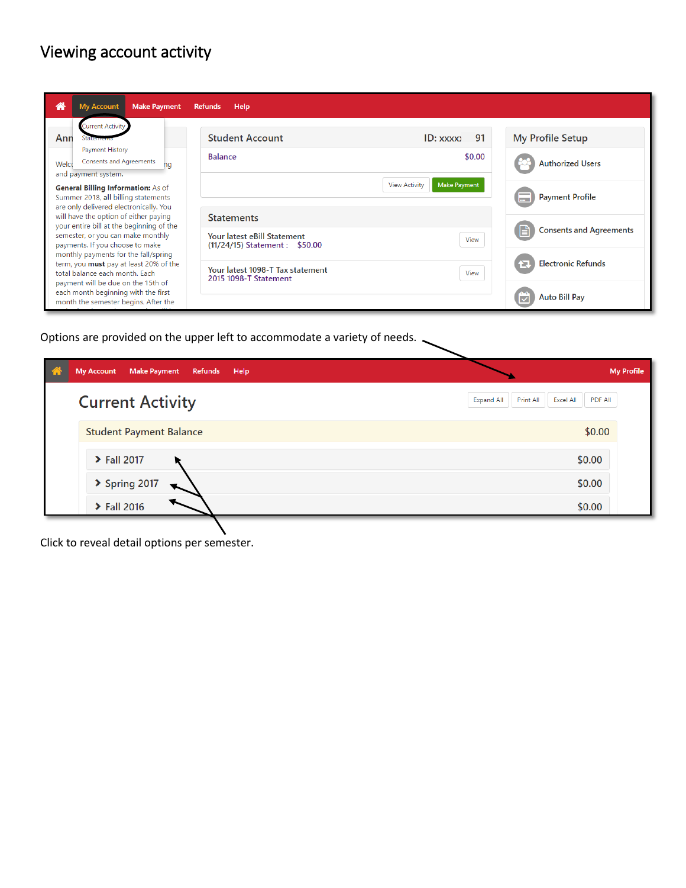# Viewing account activity

Options are provided on the upper left to accommodate a variety of needs.

Click to reveal detail options per semester.